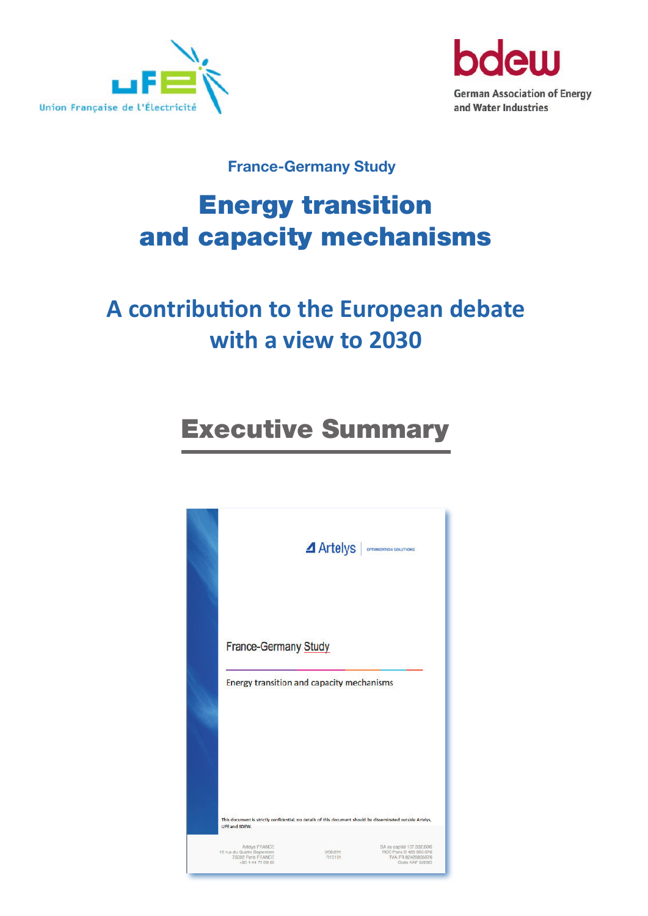Union Française de l'Électricité

German Association of Energy and Water Industries

France-Germany Study

# Energy transition and capacity mechanisms

## A contribution to the European debate with a view to 2030

# Executive Summary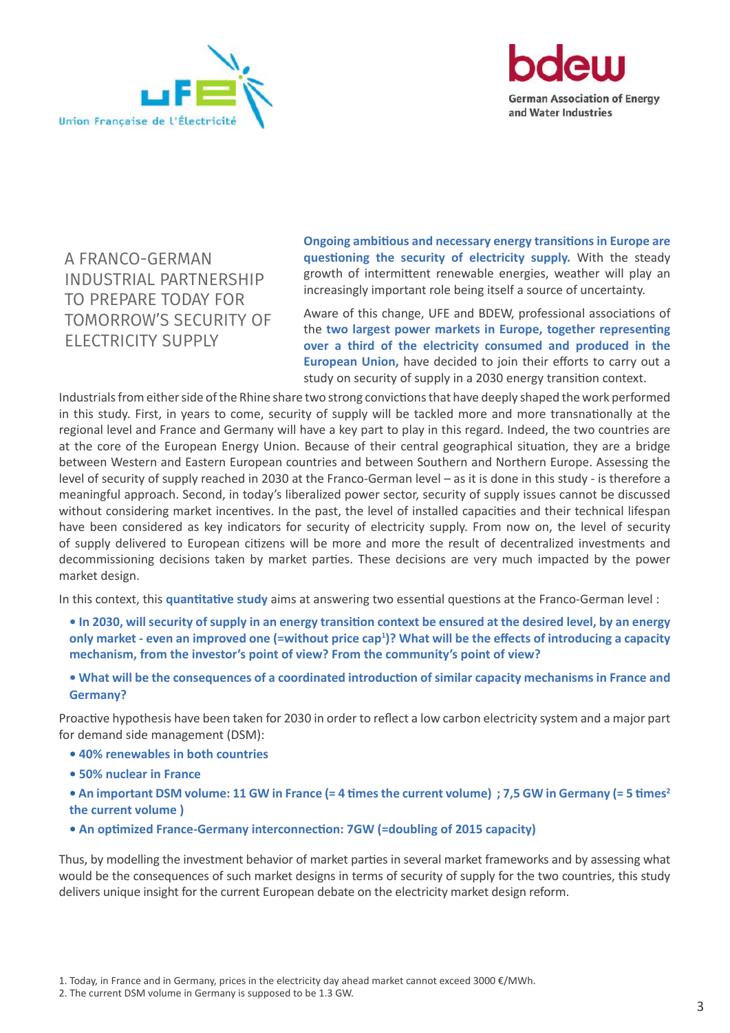Union Française de l'Électricité

German Association of Energy and Water Industries

# A FRANCO-GERMAN INDUSTRIAL PARTNERSHIP TO PREPARE TODAY FOR TOMORROW'S SECURITY OF ELECTRICITY SUPPLY

**Ongoing ambitious and necessary energy transitions in Europe are questioning the security of electricity supply.** With the steady growth of intermittent renewable energies, weather will play an increasingly important role being itself a source of uncertainty.

Aware of this change, UFE and BDEW, professional associations of the **two largest power markets in Europe, together representing over a third of the electricity consumed and produced in the European Union,** have decided to join their efforts to carry out a study on security of supply in a 2030 energy transition context.

Industrials from either side of the Rhine share two strong convictions that have deeply shaped the work performed in this study. First, in years to come, security of supply will be tackled more and more transnationally at the regional level and France and Germany will have a key part to play in this regard. Indeed, the two countries are at the core of the European Energy Union. Because of their central geographical situation, they are a bridge between Western and Eastern European countries and between Southern and Northern Europe. Assessing the level of security of supply reached in 2030 at the Franco-German level – as it is done in this study - is therefore a meaningful approach. Second, in today's liberalized power sector, security of supply issues cannot be discussed without considering market incentives. In the past, the level of installed capacities and their technical lifespan have been considered as key indicators for security of electricity supply. From now on, the level of security of supply delivered to European citizens will be more and more the result of decentralized investments and decommissioning decisions taken by market parties. These decisions are very much impacted by the power market design.

In this context, this **quantitative study** aims at answering two essential questions at the Franco-German level :

- **In 2030, will security of supply in an energy transition context be ensured at the desired level, by an energy only market - even an improved one (=without price cap[1])? What will be the effects of introducing a capacity mechanism, from the investor's point of view? From the community's point of view?**
- **What will be the consequences of a coordinated introduction of similar capacity mechanisms in France and Germany?**

Proactive hypothesis have been taken for 2030 in order to reflect a low carbon electricity system and a major part for demand side management (DSM):

- **40% renewables in both countries**
- **50% nuclear in France**
- **An important DSM volume: 11 GW in France (= 4 times the current volume) ; 7,5 GW in Germany (= 5 times[2] the current volume )**
- **An optimized France-Germany interconnection: 7GW (=doubling of 2015 capacity)**

Thus, by modelling the investment behavior of market parties in several market frameworks and by assessing what would be the consequences of such market designs in terms of security of supply for the two countries, this study delivers unique insight for the current European debate on the electricity market design reform.

1. Today, in France and in Germany, prices in the electricity day ahead market cannot exceed 3000 €/MWh.
2. The current DSM volume in Germany is supposed to be 1.3 GW.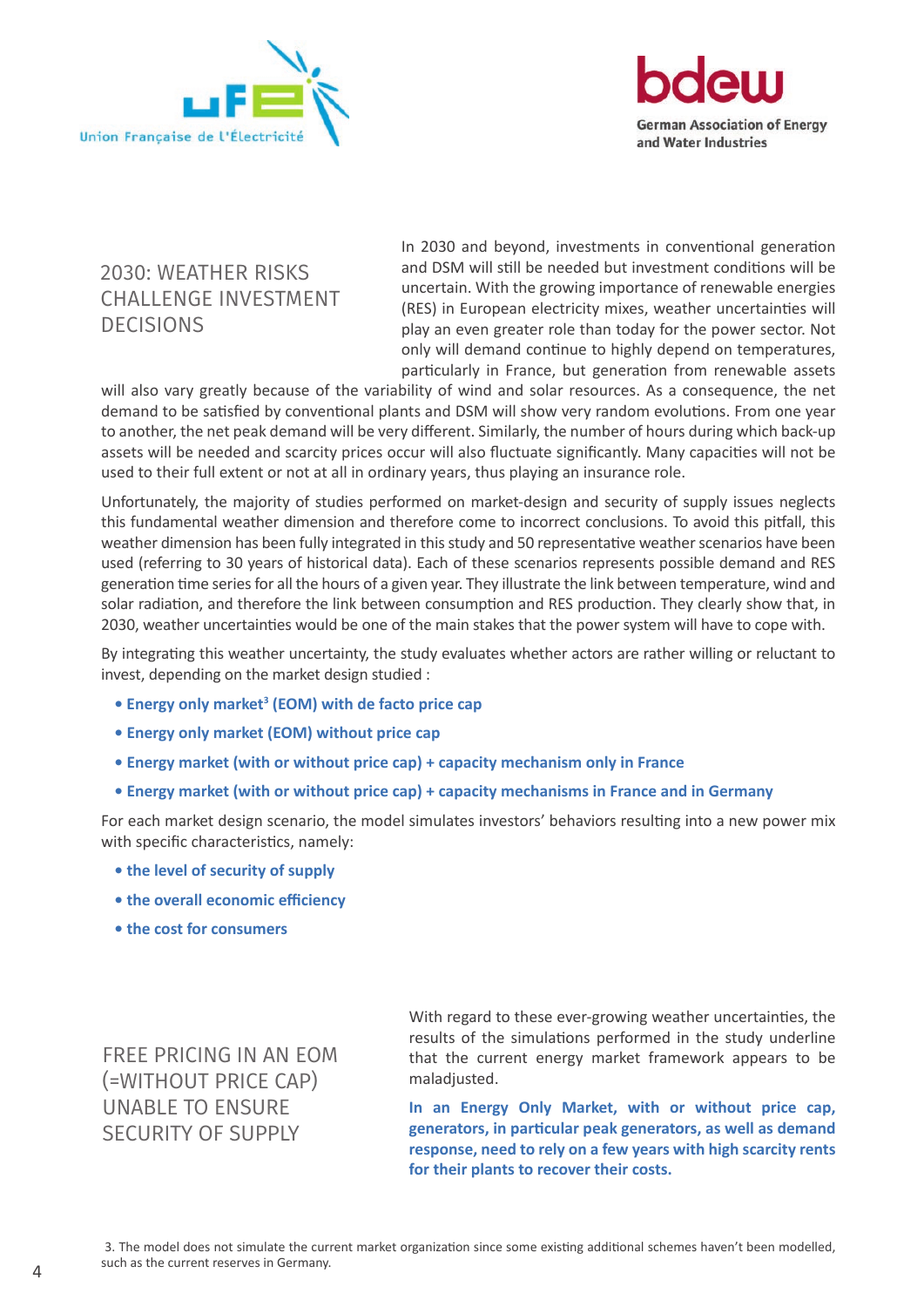## 2030: WEATHER RISKS CHALLENGE INVESTMENT DECISIONS

In 2030 and beyond, investments in conventional generation and DSM will still be needed but investment conditions will be uncertain. With the growing importance of renewable energies (RES) in European electricity mixes, weather uncertainties will play an even greater role than today for the power sector. Not only will demand continue to highly depend on temperatures, particularly in France, but generation from renewable assets will also vary greatly because of the variability of wind and solar resources. As a consequence, the net demand to be satisfied by conventional plants and DSM will show very random evolutions. From one year to another, the net peak demand will be very different. Similarly, the number of hours during which back-up assets will be needed and scarcity prices occur will also fluctuate significantly. Many capacities will not be used to their full extent or not at all in ordinary years, thus playing an insurance role.

Unfortunately, the majority of studies performed on market-design and security of supply issues neglects this fundamental weather dimension and therefore come to incorrect conclusions. To avoid this pitfall, this weather dimension has been fully integrated in this study and 50 representative weather scenarios have been used (referring to 30 years of historical data). Each of these scenarios represents possible demand and RES generation time series for all the hours of a given year. They illustrate the link between temperature, wind and solar radiation, and therefore the link between consumption and RES production. They clearly show that, in 2030, weather uncertainties would be one of the main stakes that the power system will have to cope with.

By integrating this weather uncertainty, the study evaluates whether actors are rather willing or reluctant to invest, depending on the market design studied :

- **Energy only market[3] (EOM) with de facto price cap**
- **Energy only market (EOM) without price cap**
- **Energy market (with or without price cap) + capacity mechanism only in France**
- **Energy market (with or without price cap) + capacity mechanisms in France and in Germany**

For each market design scenario, the model simulates investors' behaviors resulting into a new power mix with specific characteristics, namely:

- **the level of security of supply**
- **the overall economic efficiency**
- **the cost for consumers**

## FREE PRICING IN AN EOM (=WITHOUT PRICE CAP) UNABLE TO ENSURE SECURITY OF SUPPLY

With regard to these ever-growing weather uncertainties, the results of the simulations performed in the study underline that the current energy market framework appears to be maladjusted.

**In an Energy Only Market, with or without price cap, generators, in particular peak generators, as well as demand response, need to rely on a few years with high scarcity rents for their plants to recover their costs.**

3. The model does not simulate the current market organization since some existing additional schemes haven't been modelled, such as the current reserves in Germany.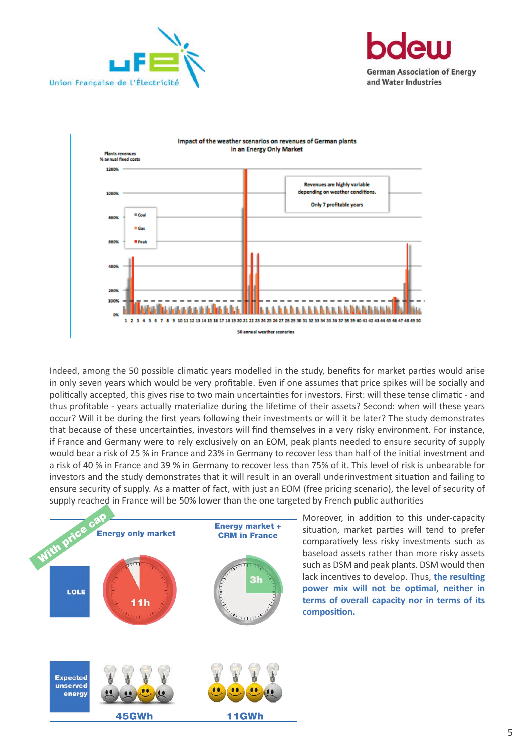Indeed, among the 50 possible climatic years modelled in the study, benefits for market parties would arise in only seven years which would be very profitable. Even if one assumes that price spikes will be socially and politically accepted, this gives rise to two main uncertainties for investors. First: will these tense climatic - and thus profitable - years actually materialize during the lifetime of their assets? Second: when will these years occur? Will it be during the first years following their investments or will it be later? The study demonstrates that because of these uncertainties, investors will find themselves in a very risky environment. For instance, if France and Germany were to rely exclusively on an EOM, peak plants needed to ensure security of supply would bear a risk of 25 % in France and 23% in Germany to recover less than half of the initial investment and a risk of 40 % in France and 39 % in Germany to recover less than 75% of it. This level of risk is unbearable for investors and the study demonstrates that it will result in an overall underinvestment situation and failing to ensure security of supply. As a matter of fact, with just an EOM (free pricing scenario), the level of security of supply reached in France will be 50% lower than the one targeted by French public authorities

Moreover, in addition to this under-capacity situation, market parties will tend to prefer comparatively less risky investments such as baseload assets rather than more risky assets such as DSM and peak plants. DSM would then lack incentives to develop. Thus, **the resulting power mix will not be optimal, neither in terms of overall capacity nor in terms of its composition.**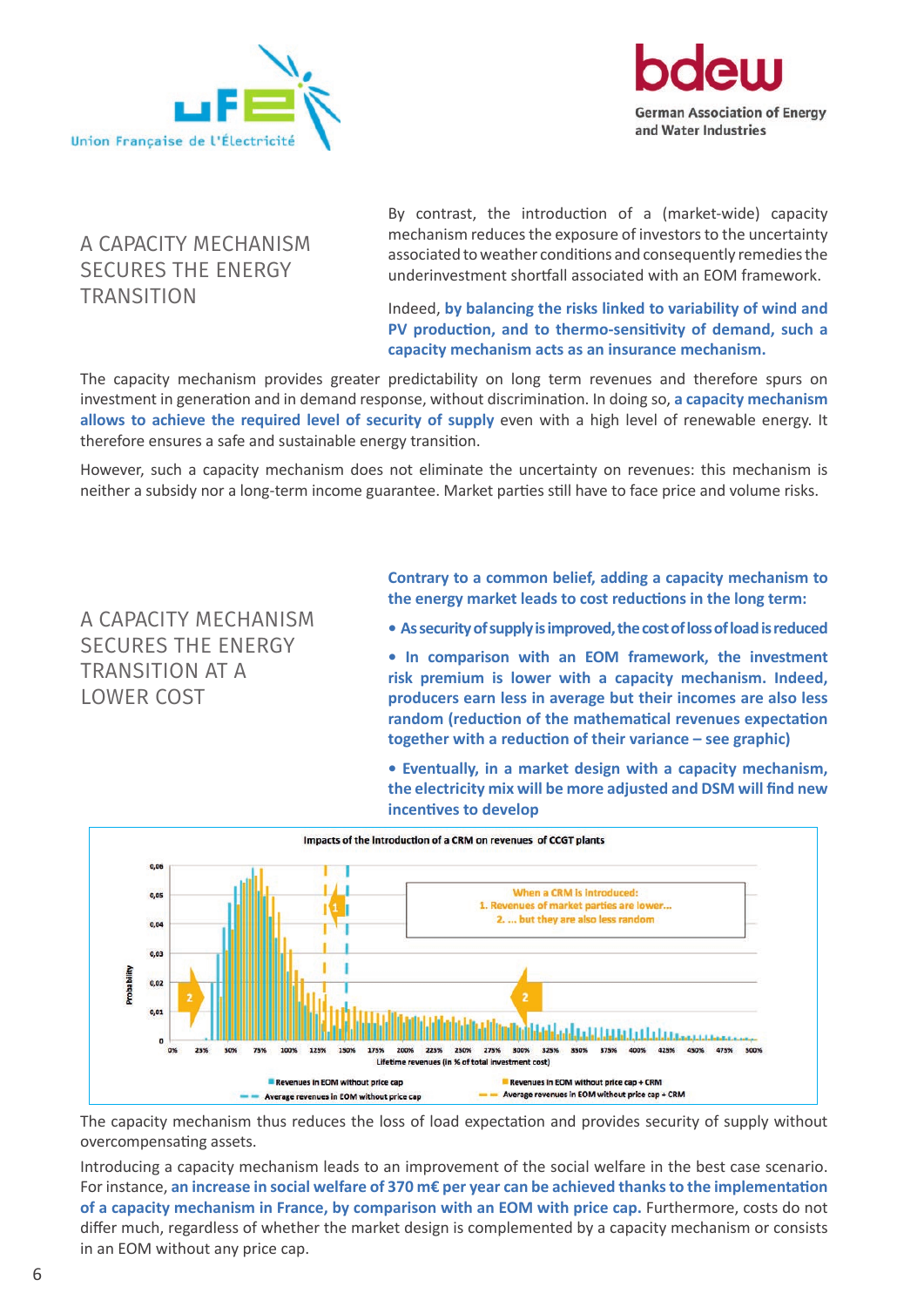## A CAPACITY MECHANISM SECURES THE ENERGY TRANSITION

By contrast, the introduction of a (market-wide) capacity mechanism reduces the exposure of investors to the uncertainty associated to weather conditions and consequently remedies the underinvestment shortfall associated with an EOM framework.

Indeed, **by balancing the risks linked to variability of wind and PV production, and to thermo-sensitivity of demand, such a capacity mechanism acts as an insurance mechanism.**

The capacity mechanism provides greater predictability on long term revenues and therefore spurs on investment in generation and in demand response, without discrimination. In doing so, **a capacity mechanism allows to achieve the required level of security of supply** even with a high level of renewable energy. It therefore ensures a safe and sustainable energy transition.

However, such a capacity mechanism does not eliminate the uncertainty on revenues: this mechanism is neither a subsidy nor a long-term income guarantee. Market parties still have to face price and volume risks.

## A CAPACITY MECHANISM SECURES THE ENERGY TRANSITION AT A LOWER COST

**Contrary to a common belief, adding a capacity mechanism to the energy market leads to cost reductions in the long term:**

- **As security of supply is improved, the cost of loss of load is reduced**
- **In comparison with an EOM framework, the investment risk premium is lower with a capacity mechanism. Indeed, producers earn less in average but their incomes are also less random (reduction of the mathematical revenues expectation together with a reduction of their variance – see graphic)**
- **Eventually, in a market design with a capacity mechanism, the electricity mix will be more adjusted and DSM will find new incentives to develop**

Impacts of the Introduction of a CRM on revenues of CCGT plants

When a CRM is introduced:
1. Revenues of market parties are lower...
2. ... but they are also less random

Probability (0 – 0,06); Lifetime revenues (in % of total investment cost) (0% – 500%)

Legend: Revenues in EOM without price cap; Revenues in EOM without price cap + CRM; Average revenues in EOM without price cap; Average revenues in EOM without price cap + CRM

The capacity mechanism thus reduces the loss of load expectation and provides security of supply without overcompensating assets.

Introducing a capacity mechanism leads to an improvement of the social welfare in the best case scenario. For instance, **an increase in social welfare of 370 m€ per year can be achieved thanks to the implementation of a capacity mechanism in France, by comparison with an EOM with price cap.** Furthermore, costs do not differ much, regardless of whether the market design is complemented by a capacity mechanism or consists in an EOM without any price cap.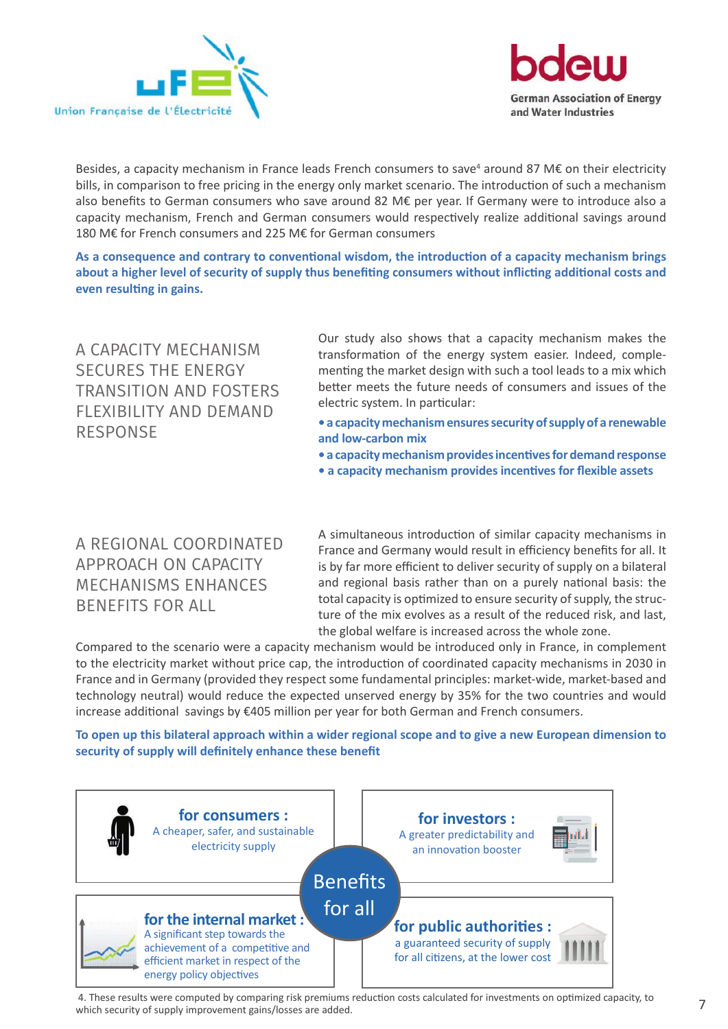Besides, a capacity mechanism in France leads French consumers to save[4] around 87 M€ on their electricity bills, in comparison to free pricing in the energy only market scenario. The introduction of such a mechanism also benefits to German consumers who save around 82 M€ per year. If Germany were to introduce also a capacity mechanism, French and German consumers would respectively realize additional savings around 180 M€ for French consumers and 225 M€ for German consumers

**As a consequence and contrary to conventional wisdom, the introduction of a capacity mechanism brings about a higher level of security of supply thus benefiting consumers without inflicting additional costs and even resulting in gains.**

## A CAPACITY MECHANISM SECURES THE ENERGY TRANSITION AND FOSTERS FLEXIBILITY AND DEMAND RESPONSE

Our study also shows that a capacity mechanism makes the transformation of the energy system easier. Indeed, complementing the market design with such a tool leads to a mix which better meets the future needs of consumers and issues of the electric system. In particular:

- **a capacity mechanism ensures security of supply of a renewable and low-carbon mix**
- **a capacity mechanism provides incentives for demand response**
- **a capacity mechanism provides incentives for flexible assets**

## A REGIONAL COORDINATED APPROACH ON CAPACITY MECHANISMS ENHANCES BENEFITS FOR ALL

A simultaneous introduction of similar capacity mechanisms in France and Germany would result in efficiency benefits for all. It is by far more efficient to deliver security of supply on a bilateral and regional basis rather than on a purely national basis: the total capacity is optimized to ensure security of supply, the structure of the mix evolves as a result of the reduced risk, and last, the global welfare is increased across the whole zone.

Compared to the scenario were a capacity mechanism would be introduced only in France, in complement to the electricity market without price cap, the introduction of coordinated capacity mechanisms in 2030 in France and in Germany (provided they respect some fundamental principles: market-wide, market-based and technology neutral) would reduce the expected unserved energy by 35% for the two countries and would increase additional savings by €405 million per year for both German and French consumers.

**To open up this bilateral approach within a wider regional scope and to give a new European dimension to security of supply will definitely enhance these benefit**

**Benefits for all**

**for consumers :** A cheaper, safer, and sustainable electricity supply

**for investors :** A greater predictability and an innovation booster

**for the internal market :** A significant step towards the achievement of a competitive and efficient market in respect of the energy policy objectives

**for public authorities :** a guaranteed security of supply for all citizens, at the lower cost

4. These results were computed by comparing risk premiums reduction costs calculated for investments on optimized capacity, to which security of supply improvement gains/losses are added.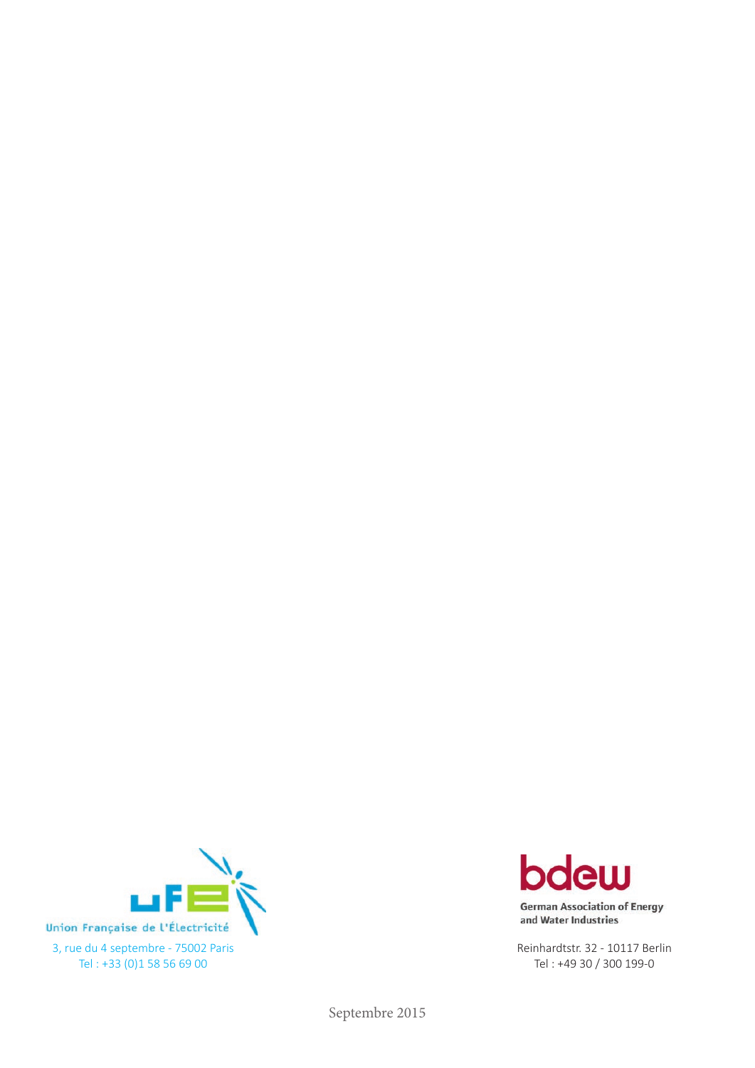Union Française de l'Électricité

3, rue du 4 septembre - 75002 Paris
Tel : +33 (0)1 58 56 69 00

bdew

German Association of Energy and Water Industries

Reinhardtstr. 32 - 10117 Berlin
Tel : +49 30 / 300 199-0

Septembre 2015